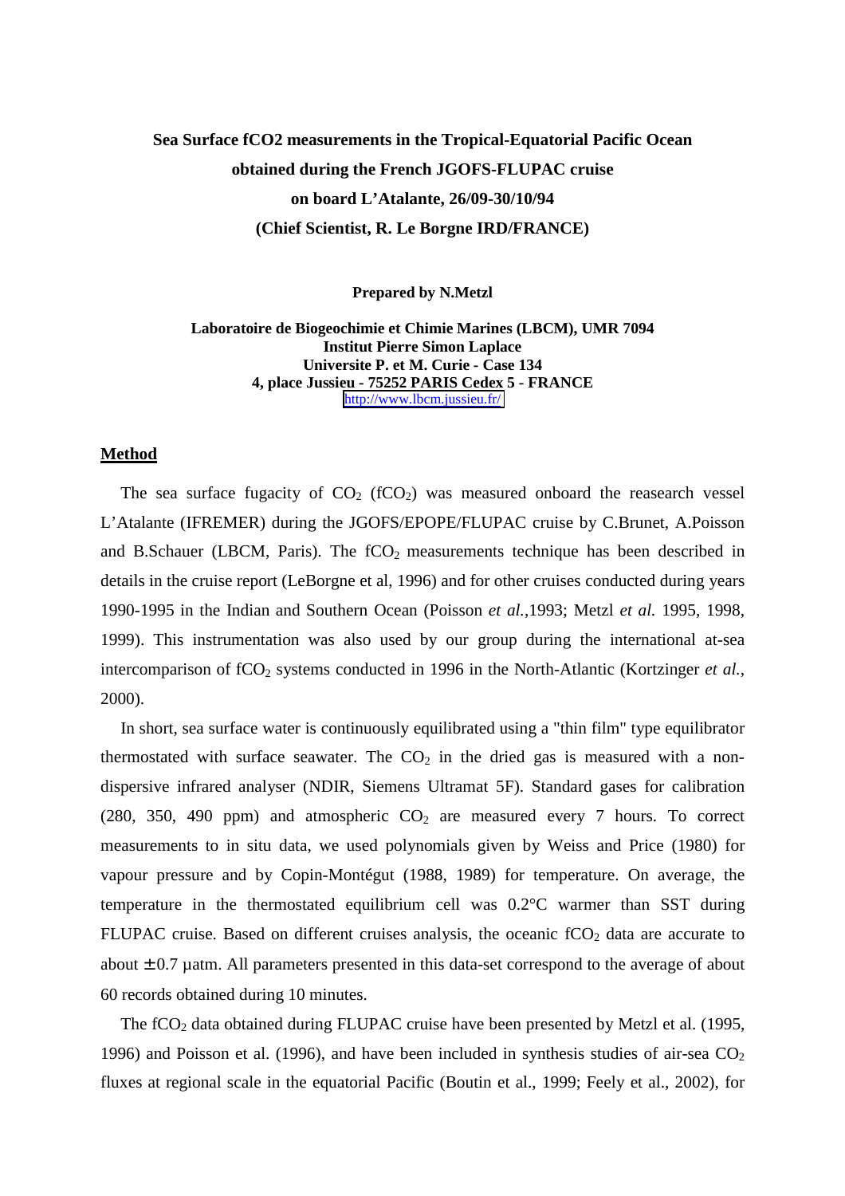**Sea Surface fCO2 measurements in the Tropical-Equatorial Pacific Ocean obtained during the French JGOFS-FLUPAC cruise on board L'Atalante, 26/09-30/10/94 (Chief Scientist, R. Le Borgne IRD/FRANCE)**

**Prepared by N.Metzl**

**Laboratoire de Biogeochimie et Chimie Marines (LBCM), UMR 7094**
**Institut Pierre Simon Laplace**
**Universite P. et M. Curie - Case 134**
**4, place Jussieu - 75252 PARIS Cedex 5 - FRANCE**
http://www.lbcm.jussieu.fr/

## Method

The sea surface fugacity of $CO_2$ ($fCO_2$) was measured onboard the reasearch vessel L'Atalante (IFREMER) during the JGOFS/EPOPE/FLUPAC cruise by C.Brunet, A.Poisson and B.Schauer (LBCM, Paris). The $fCO_2$ measurements technique has been described in details in the cruise report (LeBorgne et al, 1996) and for other cruises conducted during years 1990-1995 in the Indian and Southern Ocean (Poisson *et al.*,1993; Metzl *et al.* 1995, 1998, 1999). This instrumentation was also used by our group during the international at-sea intercomparison of $fCO_2$ systems conducted in 1996 in the North-Atlantic (Kortzinger *et al.*, 2000).

In short, sea surface water is continuously equilibrated using a "thin film" type equilibrator thermostated with surface seawater. The $CO_2$ in the dried gas is measured with a non-dispersive infrared analyser (NDIR, Siemens Ultramat 5F). Standard gases for calibration (280, 350, 490 ppm) and atmospheric $CO_2$ are measured every 7 hours. To correct measurements to in situ data, we used polynomials given by Weiss and Price (1980) for vapour pressure and by Copin-Montégut (1988, 1989) for temperature. On average, the temperature in the thermostated equilibrium cell was 0.2°C warmer than SST during FLUPAC cruise. Based on different cruises analysis, the oceanic $fCO_2$ data are accurate to about $\pm$ 0.7 µatm. All parameters presented in this data-set correspond to the average of about 60 records obtained during 10 minutes.

The $fCO_2$ data obtained during FLUPAC cruise have been presented by Metzl et al. (1995, 1996) and Poisson et al. (1996), and have been included in synthesis studies of air-sea $CO_2$ fluxes at regional scale in the equatorial Pacific (Boutin et al., 1999; Feely et al., 2002), for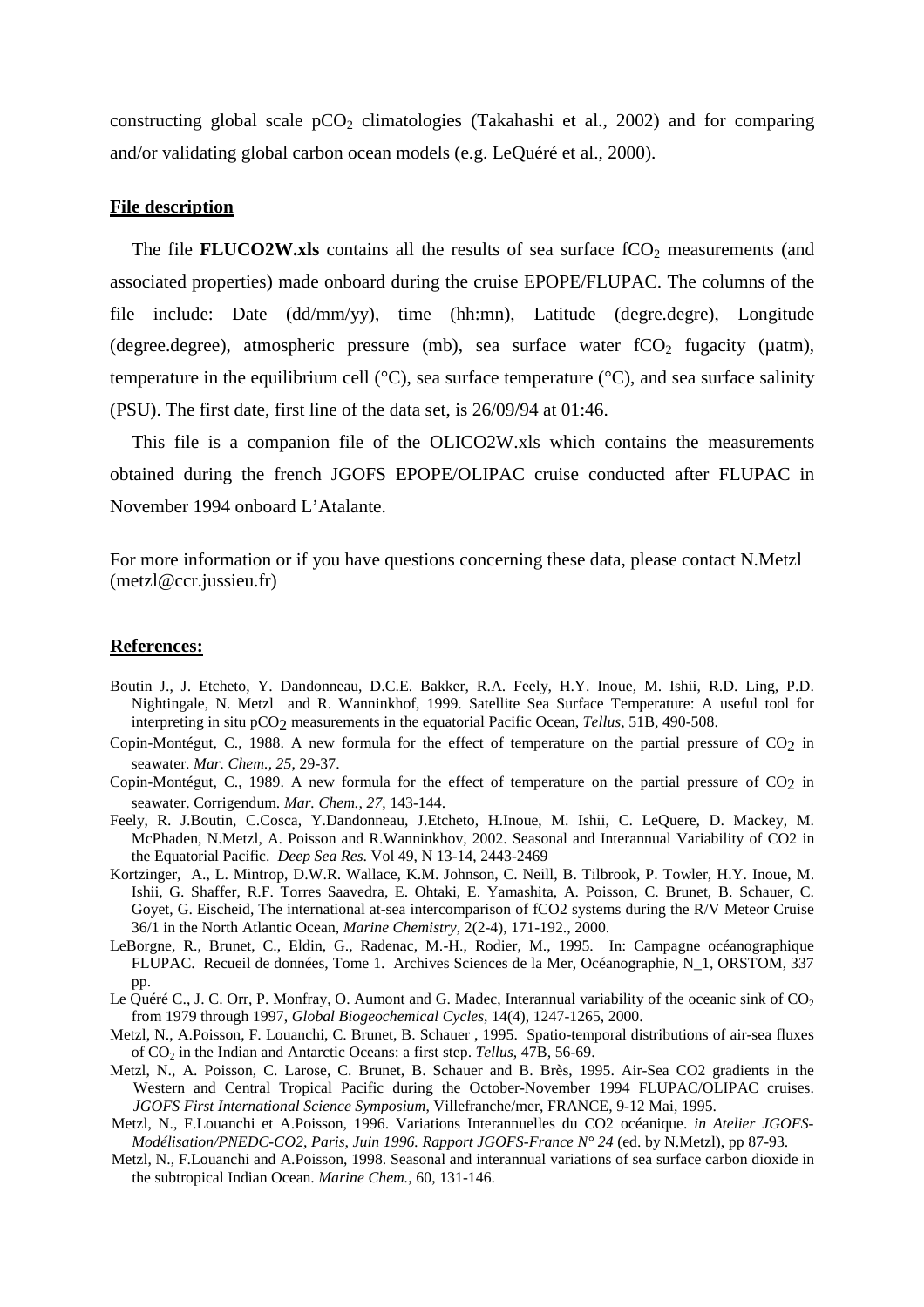constructing global scale $pCO_2$ climatologies (Takahashi et al., 2002) and for comparing and/or validating global carbon ocean models (e.g. LeQuéré et al., 2000).

## File description

The file **FLUCO2W.xls** contains all the results of sea surface $fCO_2$ measurements (and associated properties) made onboard during the cruise EPOPE/FLUPAC. The columns of the file include: Date (dd/mm/yy), time (hh:mn), Latitude (degre.degre), Longitude (degree.degree), atmospheric pressure (mb), sea surface water $fCO_2$ fugacity (µatm), temperature in the equilibrium cell (°C), sea surface temperature (°C), and sea surface salinity (PSU). The first date, first line of the data set, is 26/09/94 at 01:46.

This file is a companion file of the OLICO2W.xls which contains the measurements obtained during the french JGOFS EPOPE/OLIPAC cruise conducted after FLUPAC in November 1994 onboard L'Atalante.

For more information or if you have questions concerning these data, please contact N.Metzl (metzl@ccr.jussieu.fr)

## References:

Boutin J., J. Etcheto, Y. Dandonneau, D.C.E. Bakker, R.A. Feely, H.Y. Inoue, M. Ishii, R.D. Ling, P.D. Nightingale, N. Metzl and R. Wanninkhof, 1999. Satellite Sea Surface Temperature: A useful tool for interpreting in situ $pCO_2$ measurements in the equatorial Pacific Ocean, *Tellus*, 51B, 490-508.

Copin-Montégut, C., 1988. A new formula for the effect of temperature on the partial pressure of $CO_2$ in seawater. *Mar. Chem., 25*, 29-37.

Copin-Montégut, C., 1989. A new formula for the effect of temperature on the partial pressure of $CO_2$ in seawater. Corrigendum. *Mar. Chem., 27*, 143-144.

Feely, R. J.Boutin, C.Cosca, Y.Dandonneau, J.Etcheto, H.Inoue, M. Ishii, C. LeQuere, D. Mackey, M. McPhaden, N.Metzl, A. Poisson and R.Wanninkhov, 2002. Seasonal and Interannual Variability of CO2 in the Equatorial Pacific. *Deep Sea Res*. Vol 49, N 13-14, 2443-2469

Kortzinger, A., L. Mintrop, D.W.R. Wallace, K.M. Johnson, C. Neill, B. Tilbrook, P. Towler, H.Y. Inoue, M. Ishii, G. Shaffer, R.F. Torres Saavedra, E. Ohtaki, E. Yamashita, A. Poisson, C. Brunet, B. Schauer, C. Goyet, G. Eischeid, The international at-sea intercomparison of fCO2 systems during the R/V Meteor Cruise 36/1 in the North Atlantic Ocean, *Marine Chemistry*, 2(2-4), 171-192., 2000.

LeBorgne, R., Brunet, C., Eldin, G., Radenac, M.-H., Rodier, M., 1995. In: Campagne océanographique FLUPAC. Recueil de données, Tome 1. Archives Sciences de la Mer, Océanographie, N_1, ORSTOM, 337 pp.

Le Quéré C., J. C. Orr, P. Monfray, O. Aumont and G. Madec, Interannual variability of the oceanic sink of $CO_2$ from 1979 through 1997, *Global Biogeochemical Cycles*, 14(4), 1247-1265, 2000.

Metzl, N., A.Poisson, F. Louanchi, C. Brunet, B. Schauer , 1995. Spatio-temporal distributions of air-sea fluxes of $CO_2$ in the Indian and Antarctic Oceans: a first step. *Tellus*, 47B, 56-69.

Metzl, N., A. Poisson, C. Larose, C. Brunet, B. Schauer and B. Brès, 1995. Air-Sea CO2 gradients in the Western and Central Tropical Pacific during the October-November 1994 FLUPAC/OLIPAC cruises. *JGOFS First International Science Symposium*, Villefranche/mer, FRANCE, 9-12 Mai, 1995.

Metzl, N., F.Louanchi et A.Poisson, 1996. Variations Interannuelles du CO2 océanique. *in Atelier JGOFS-Modélisation/PNEDC-CO2, Paris, Juin 1996. Rapport JGOFS-France N° 24* (ed. by N.Metzl), pp 87-93.

Metzl, N., F.Louanchi and A.Poisson, 1998. Seasonal and interannual variations of sea surface carbon dioxide in the subtropical Indian Ocean. *Marine Chem.*, 60, 131-146.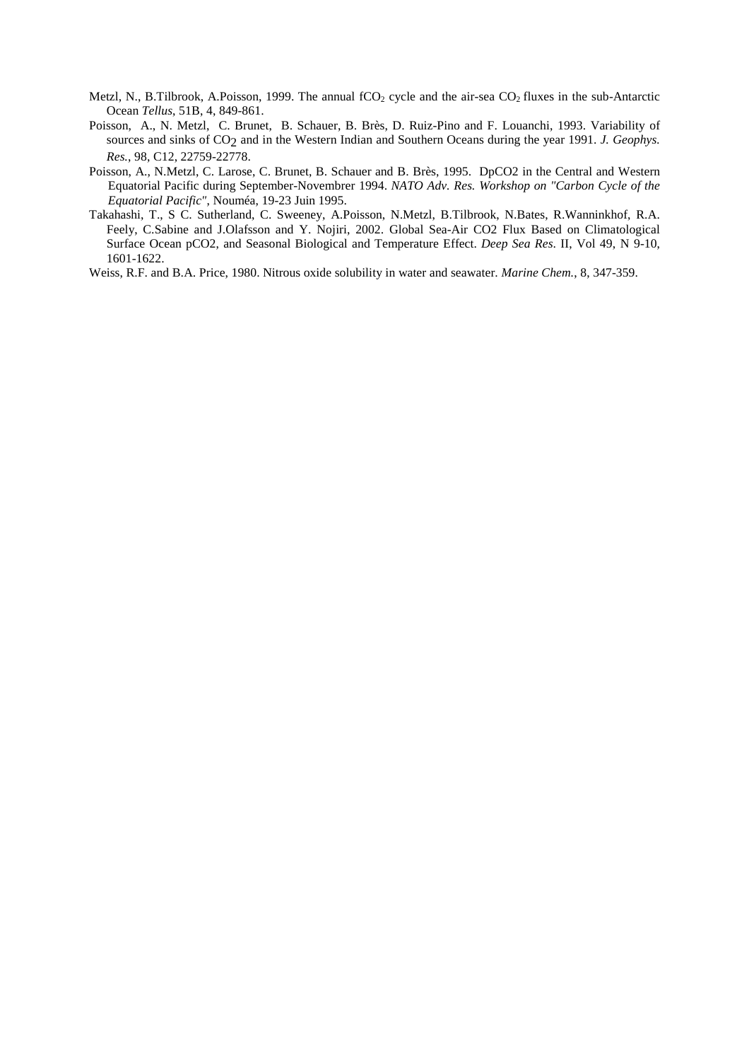Metzl, N., B.Tilbrook, A.Poisson, 1999. The annual $fCO_2$ cycle and the air-sea $CO_2$ fluxes in the sub-Antarctic Ocean *Tellus*, 51B, 4, 849-861.

Poisson, A., N. Metzl, C. Brunet, B. Schauer, B. Brès, D. Ruiz-Pino and F. Louanchi, 1993. Variability of sources and sinks of $CO_2$ and in the Western Indian and Southern Oceans during the year 1991. *J. Geophys. Res.*, 98, C12, 22759-22778.

Poisson, A., N.Metzl, C. Larose, C. Brunet, B. Schauer and B. Brès, 1995. DpCO2 in the Central and Western Equatorial Pacific during September-Novembrer 1994. *NATO Adv. Res. Workshop on "Carbon Cycle of the Equatorial Pacific"*, Nouméa, 19-23 Juin 1995.

Takahashi, T., S C. Sutherland, C. Sweeney, A.Poisson, N.Metzl, B.Tilbrook, N.Bates, R.Wanninkhof, R.A. Feely, C.Sabine and J.Olafsson and Y. Nojiri, 2002. Global Sea-Air CO2 Flux Based on Climatological Surface Ocean pCO2, and Seasonal Biological and Temperature Effect. *Deep Sea Res*. II, Vol 49, N 9-10, 1601-1622.

Weiss, R.F. and B.A. Price, 1980. Nitrous oxide solubility in water and seawater. *Marine Chem.*, 8, 347-359.